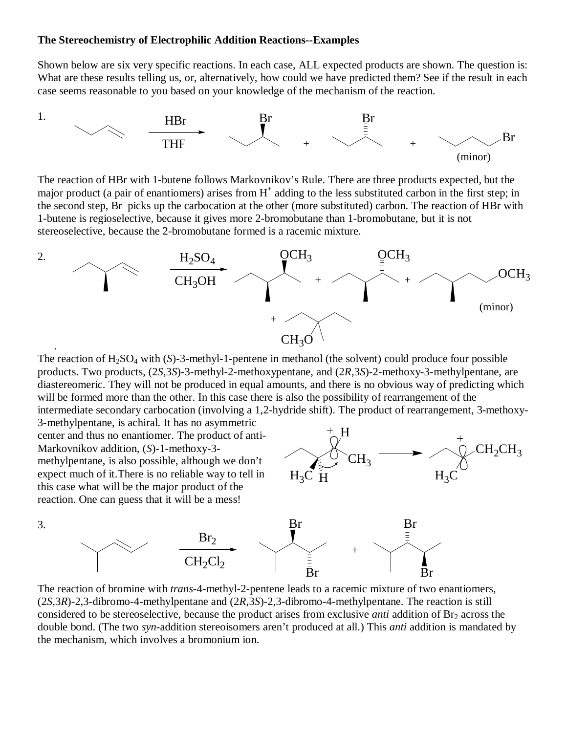**The Stereochemistry of Electrophilic Addition Reactions--Examples**

Shown below are six very specific reactions. In each case, ALL expected products are shown. The question is: What are these results telling us, or, alternatively, how could we have predicted them? See if the result in each case seems reasonable to you based on your knowledge of the mechanism of the reaction.

1.

HBr / THF

(minor)

The reaction of HBr with 1-butene follows Markovnikov's Rule. There are three products expected, but the major product (a pair of enantiomers) arises from $H^+$ adding to the less substituted carbon in the first step; in the second step, $Br^-$ picks up the carbocation at the other (more substituted) carbon. The reaction of HBr with 1-butene is regioselective, because it gives more 2-bromobutane than 1-bromobutane, but it is not stereoselective, because the 2-bromobutane formed is a racemic mixture.

2.

$H_2SO_4$ / $CH_3OH$

(minor)

The reaction of $H_2SO_4$ with (*S*)-3-methyl-1-pentene in methanol (the solvent) could produce four possible products. Two products, (2*S*,3*S*)-3-methyl-2-methoxypentane, and (2*R*,3*S*)-2-methoxy-3-methylpentane, are diastereomeric. They will not be produced in equal amounts, and there is no obvious way of predicting which will be formed more than the other. In this case there is also the possibility of rearrangement of the intermediate secondary carbocation (involving a 1,2-hydride shift). The product of rearrangement, 3-methoxy-3-methylpentane, is achiral. It has no asymmetric center and thus no enantiomer. The product of anti-Markovnikov addition, (*S*)-1-methoxy-3-methylpentane, is also possible, although we don't expect much of it. There is no reliable way to tell in this case what will be the major product of the reaction. One can guess that it will be a mess!

3.

$Br_2$ / $CH_2Cl_2$

The reaction of bromine with *trans*-4-methyl-2-pentene leads to a racemic mixture of two enantiomers, (2*S*,3*R*)-2,3-dibromo-4-methylpentane and (2*R*,3*S*)-2,3-dibromo-4-methylpentane. The reaction is still considered to be stereoselective, because the product arises from exclusive *anti* addition of $Br_2$ across the double bond. (The two *syn*-addition stereoisomers aren't produced at all.) This *anti* addition is mandated by the mechanism, which involves a bromonium ion.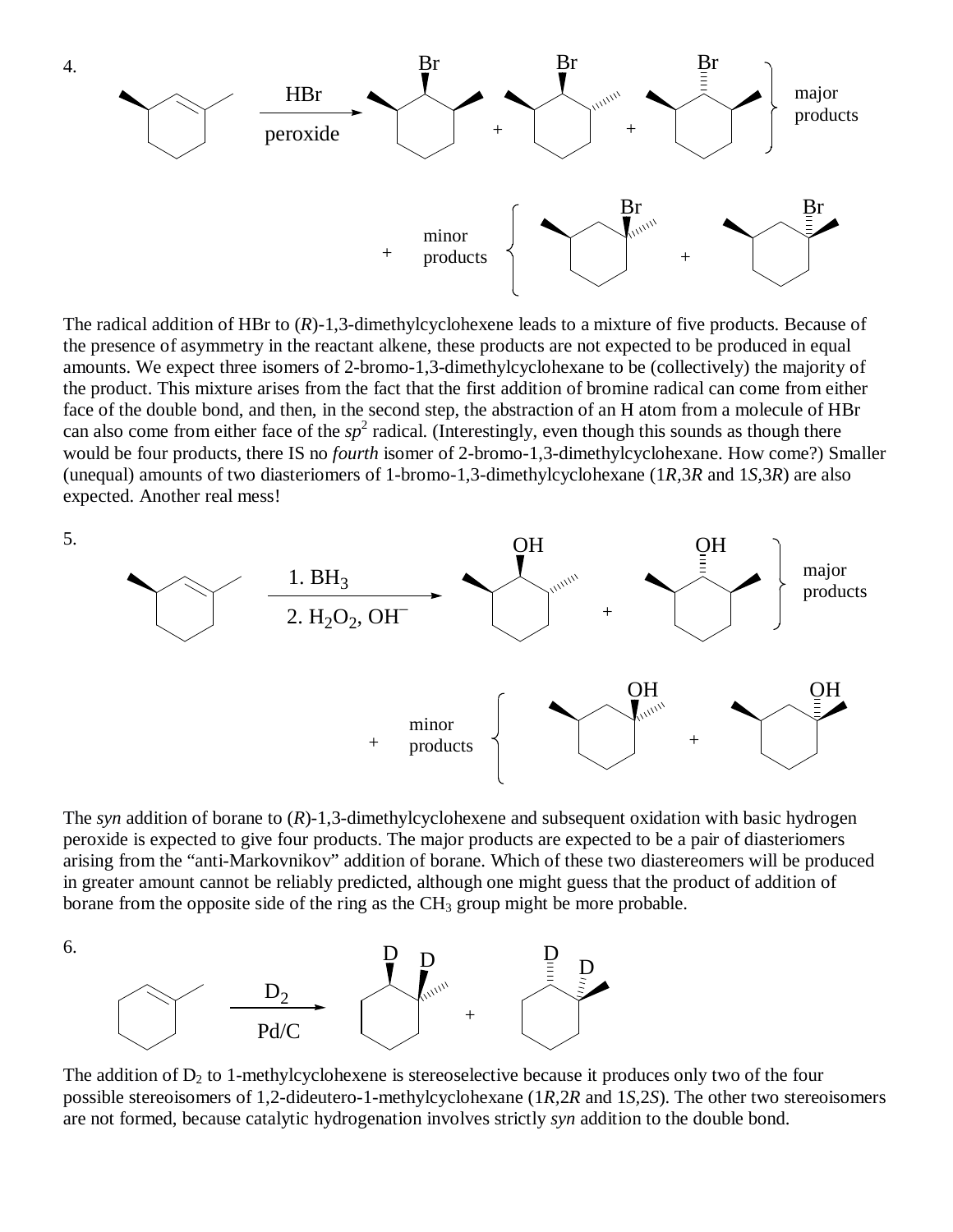4.

HBr / peroxide

major products

minor products

The radical addition of HBr to (*R*)-1,3-dimethylcyclohexene leads to a mixture of five products. Because of the presence of asymmetry in the reactant alkene, these products are not expected to be produced in equal amounts. We expect three isomers of 2-bromo-1,3-dimethylcyclohexane to be (collectively) the majority of the product. This mixture arises from the fact that the first addition of bromine radical can come from either face of the double bond, and then, in the second step, the abstraction of an H atom from a molecule of HBr can also come from either face of the $sp^2$ radical. (Interestingly, even though this sounds as though there would be four products, there IS no *fourth* isomer of 2-bromo-1,3-dimethylcyclohexane. How come?) Smaller (unequal) amounts of two diasteriomers of 1-bromo-1,3-dimethylcyclohexane (1*R*,3*R* and 1*S*,3*R*) are also expected. Another real mess!

5.

1. $BH_3$

2. $H_2O_2$, $OH^-$

major products

minor products

The *syn* addition of borane to (*R*)-1,3-dimethylcyclohexene and subsequent oxidation with basic hydrogen peroxide is expected to give four products. The major products are expected to be a pair of diasteriomers arising from the "anti-Markovnikov" addition of borane. Which of these two diastereomers will be produced in greater amount cannot be reliably predicted, although one might guess that the product of addition of borane from the opposite side of the ring as the $CH_3$ group might be more probable.

6.

$D_2$ / Pd/C

The addition of $D_2$ to 1-methylcyclohexene is stereoselective because it produces only two of the four possible stereoisomers of 1,2-dideutero-1-methylcyclohexane (1*R*,2*R* and 1*S*,2*S*). The other two stereoisomers are not formed, because catalytic hydrogenation involves strictly *syn* addition to the double bond.